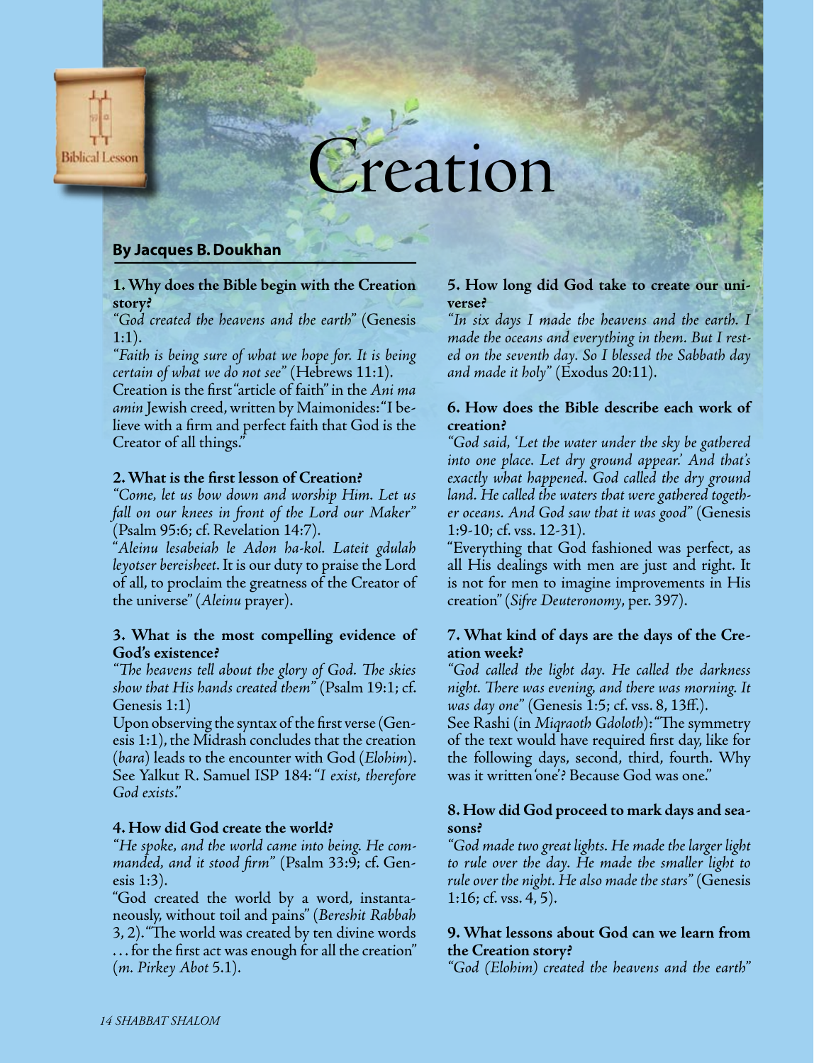Biblical Lesson

# Creation

**By Jacques B. Doukhan**

**1. Why does the Bible begin with the Creation story?**

*"God created the heavens and the earth"* (Genesis 1:1).

*"Faith is being sure of what we hope for. It is being certain of what we do not see"* (Hebrews 11:1).

Creation is the first "article of faith" in the *Ani ma amin* Jewish creed, written by Maimonides: "I believe with a firm and perfect faith that God is the Creator of all things."

**2. What is the first lesson of Creation?**

*"Come, let us bow down and worship Him. Let us fall on our knees in front of the Lord our Maker"* (Psalm 95:6; cf. Revelation 14:7).

"*Aleinu lesabeiah le Adon ha-kol. Lateit gdulah leyotser bereisheet*. It is our duty to praise the Lord of all, to proclaim the greatness of the Creator of the universe" (*Aleinu* prayer).

**3. What is the most compelling evidence of God's existence?**

*"The heavens tell about the glory of God. The skies show that His hands created them"* (Psalm 19:1; cf. Genesis 1:1)

Upon observing the syntax of the first verse (Genesis 1:1), the Midrash concludes that the creation (*bara*) leads to the encounter with God (*Elohim*). See Yalkut R. Samuel ISP 184: "*I exist, therefore God exists*."

**4. How did God create the world?**

*"He spoke, and the world came into being. He commanded, and it stood firm"* (Psalm 33:9; cf. Genesis 1:3).

"God created the world by a word, instantaneously, without toil and pains" (*Bereshit Rabbah* 3, 2). "The world was created by ten divine words . . . for the first act was enough for all the creation" (*m. Pirkey Abot* 5.1).

**5. How long did God take to create our universe?**

*"In six days I made the heavens and the earth. I made the oceans and everything in them. But I rested on the seventh day. So I blessed the Sabbath day and made it holy"* (Exodus 20:11).

**6. How does the Bible describe each work of creation?**

*"God said, 'Let the water under the sky be gathered into one place. Let dry ground appear.' And that's exactly what happened. God called the dry ground land. He called the waters that were gathered together oceans. And God saw that it was good"* (Genesis 1:9-10; cf. vss. 12-31).

"Everything that God fashioned was perfect, as all His dealings with men are just and right. It is not for men to imagine improvements in His creation" (*Sifre Deuteronomy*, per. 397).

**7. What kind of days are the days of the Creation week?**

*"God called the light day. He called the darkness night. There was evening, and there was morning. It was day one"* (Genesis 1:5; cf. vss. 8, 13ff.).

See Rashi (in *Miqraoth Gdoloth*): "The symmetry of the text would have required first day, like for the following days, second, third, fourth. Why was it written 'one'? Because God was one."

**8. How did God proceed to mark days and seasons?**

*"God made two great lights. He made the larger light to rule over the day. He made the smaller light to rule over the night. He also made the stars"* (Genesis 1:16; cf. vss. 4, 5).

**9. What lessons about God can we learn from the Creation story?**

*"God (Elohim) created the heavens and the earth"*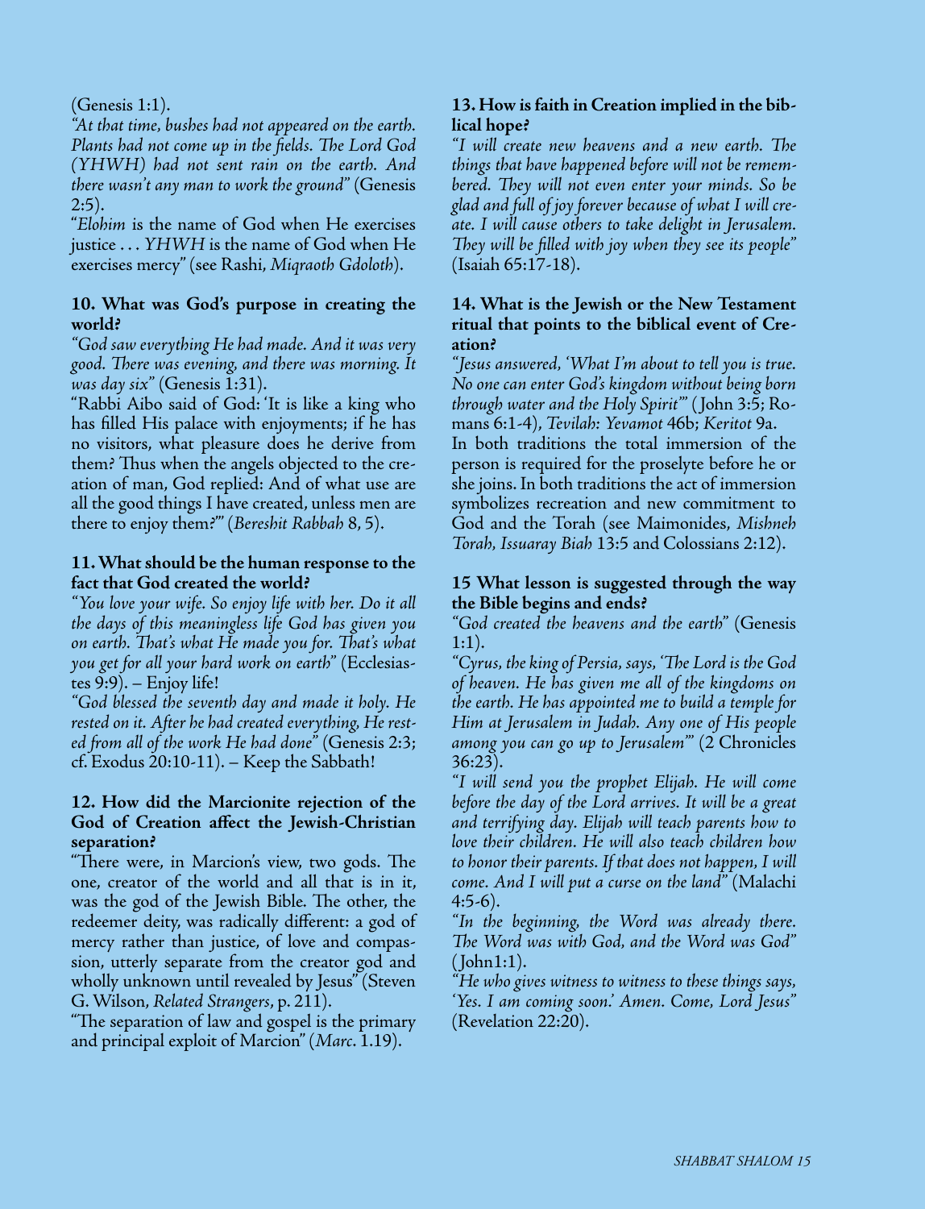(Genesis 1:1).

*"At that time, bushes had not appeared on the earth. Plants had not come up in the fields. The Lord God (YHWH) had not sent rain on the earth. And there wasn't any man to work the ground"* (Genesis 2:5).

"*Elohim* is the name of God when He exercises justice . . . *YHWH* is the name of God when He exercises mercy" (see Rashi, *Miqraoth Gdoloth*).

**10. What was God's purpose in creating the world?**

*"God saw everything He had made. And it was very good. There was evening, and there was morning. It was day six"* (Genesis 1:31).

"Rabbi Aibo said of God: 'It is like a king who has filled His palace with enjoyments; if he has no visitors, what pleasure does he derive from them? Thus when the angels objected to the creation of man, God replied: And of what use are all the good things I have created, unless men are there to enjoy them?'" (*Bereshit Rabbah* 8, 5).

**11. What should be the human response to the fact that God created the world?**

*"You love your wife. So enjoy life with her. Do it all the days of this meaningless life God has given you on earth. That's what He made you for. That's what you get for all your hard work on earth"* (Ecclesiastes 9:9). – Enjoy life!

*"God blessed the seventh day and made it holy. He rested on it. After he had created everything, He rested from all of the work He had done"* (Genesis 2:3; cf. Exodus 20:10-11). – Keep the Sabbath!

**12. How did the Marcionite rejection of the God of Creation affect the Jewish-Christian separation?**

"There were, in Marcion's view, two gods. The one, creator of the world and all that is in it, was the god of the Jewish Bible. The other, the redeemer deity, was radically different: a god of mercy rather than justice, of love and compassion, utterly separate from the creator god and wholly unknown until revealed by Jesus" (Steven G. Wilson, *Related Strangers*, p. 211).

"The separation of law and gospel is the primary and principal exploit of Marcion" (*Marc*. 1.19).

**13. How is faith in Creation implied in the biblical hope?**

*"I will create new heavens and a new earth. The things that have happened before will not be remembered. They will not even enter your minds. So be glad and full of joy forever because of what I will create. I will cause others to take delight in Jerusalem. They will be filled with joy when they see its people"* (Isaiah 65:17-18).

**14. What is the Jewish or the New Testament ritual that points to the biblical event of Creation?**

*"Jesus answered, 'What I'm about to tell you is true. No one can enter God's kingdom without being born through water and the Holy Spirit'"* (John 3:5; Romans 6:1-4), *Tevilah: Yevamot* 46b; *Keritot* 9a.

In both traditions the total immersion of the person is required for the proselyte before he or she joins. In both traditions the act of immersion symbolizes recreation and new commitment to God and the Torah (see Maimonides, *Mishneh Torah, Issuaray Biah* 13:5 and Colossians 2:12).

**15 What lesson is suggested through the way the Bible begins and ends?**

*"God created the heavens and the earth"* (Genesis 1:1).

*"Cyrus, the king of Persia, says, 'The Lord is the God of heaven. He has given me all of the kingdoms on the earth. He has appointed me to build a temple for Him at Jerusalem in Judah. Any one of His people among you can go up to Jerusalem'"* (2 Chronicles 36:23).

*"I will send you the prophet Elijah. He will come before the day of the Lord arrives. It will be a great and terrifying day. Elijah will teach parents how to love their children. He will also teach children how to honor their parents. If that does not happen, I will come. And I will put a curse on the land"* (Malachi 4:5-6).

*"In the beginning, the Word was already there. The Word was with God, and the Word was God"* (John1:1).

*"He who gives witness to witness to these things says, 'Yes. I am coming soon.' Amen. Come, Lord Jesus"* (Revelation 22:20).